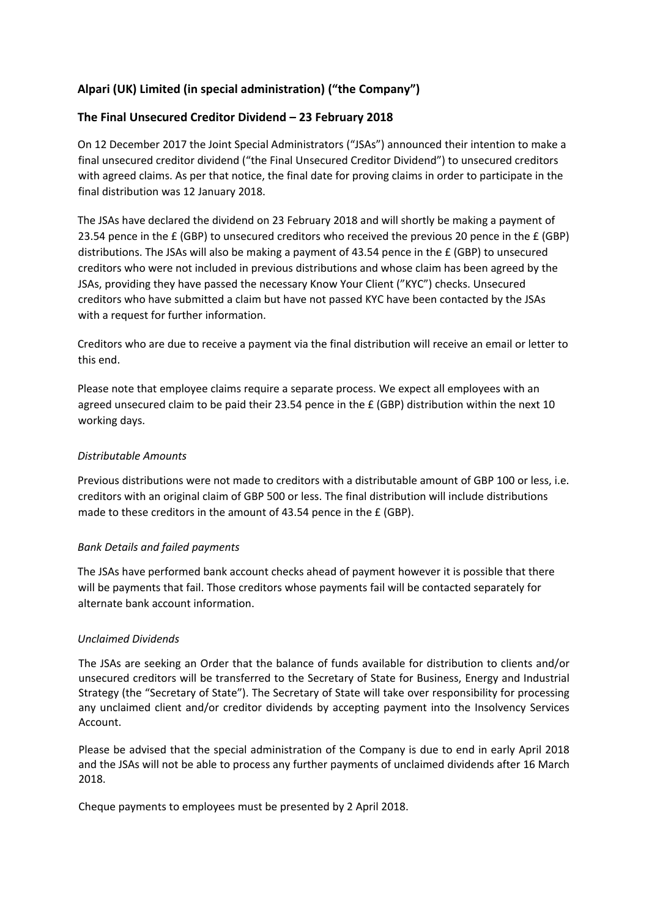## Alpari (UK) Limited (in special administration) ("the Company")

## The Final Unsecured Creditor Dividend – 23 February 2018

On 12 December 2017 the Joint Special Administrators ("JSAs") announced their intention to make a final unsecured creditor dividend ("the Final Unsecured Creditor Dividend") to unsecured creditors with agreed claims. As per that notice, the final date for proving claims in order to participate in the final distribution was 12 January 2018.

The JSAs have declared the dividend on 23 February 2018 and will shortly be making a payment of 23.54 pence in the £ (GBP) to unsecured creditors who received the previous 20 pence in the £ (GBP) distributions. The JSAs will also be making a payment of 43.54 pence in the £ (GBP) to unsecured creditors who were not included in previous distributions and whose claim has been agreed by the JSAs, providing they have passed the necessary Know Your Client ("KYC") checks. Unsecured creditors who have submitted a claim but have not passed KYC have been contacted by the JSAs with a request for further information.

Creditors who are due to receive a payment via the final distribution will receive an email or letter to this end.

Please note that employee claims require a separate process. We expect all employees with an agreed unsecured claim to be paid their 23.54 pence in the £ (GBP) distribution within the next 10 working days.

*Distributable Amounts*

Previous distributions were not made to creditors with a distributable amount of GBP 100 or less, i.e. creditors with an original claim of GBP 500 or less. The final distribution will include distributions made to these creditors in the amount of 43.54 pence in the £ (GBP).

*Bank Details and failed payments*

The JSAs have performed bank account checks ahead of payment however it is possible that there will be payments that fail. Those creditors whose payments fail will be contacted separately for alternate bank account information.

*Unclaimed Dividends*

The JSAs are seeking an Order that the balance of funds available for distribution to clients and/or unsecured creditors will be transferred to the Secretary of State for Business, Energy and Industrial Strategy (the "Secretary of State"). The Secretary of State will take over responsibility for processing any unclaimed client and/or creditor dividends by accepting payment into the Insolvency Services Account.

Please be advised that the special administration of the Company is due to end in early April 2018 and the JSAs will not be able to process any further payments of unclaimed dividends after 16 March 2018.

Cheque payments to employees must be presented by 2 April 2018.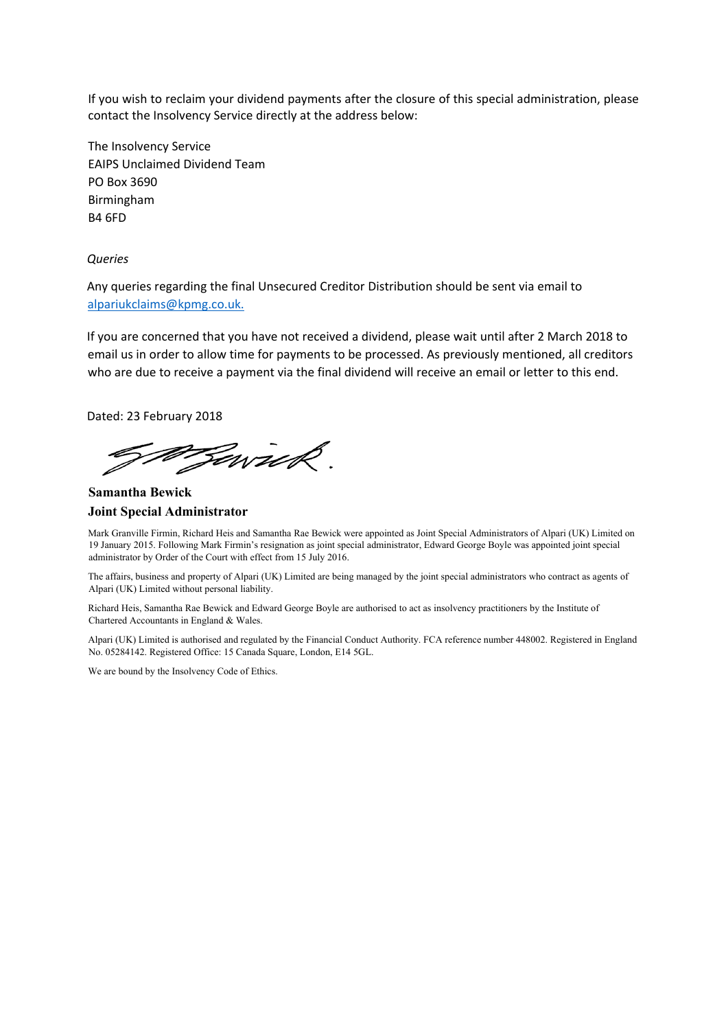If you wish to reclaim your dividend payments after the closure of this special administration, please contact the Insolvency Service directly at the address below:

The Insolvency Service
EAIPS Unclaimed Dividend Team
PO Box 3690
Birmingham
B4 6FD

*Queries*

Any queries regarding the final Unsecured Creditor Distribution should be sent via email to alpariukclaims@kpmg.co.uk.

If you are concerned that you have not received a dividend, please wait until after 2 March 2018 to email us in order to allow time for payments to be processed. As previously mentioned, all creditors who are due to receive a payment via the final dividend will receive an email or letter to this end.

Dated: 23 February 2018

**Samantha Bewick**
**Joint Special Administrator**

Mark Granville Firmin, Richard Heis and Samantha Rae Bewick were appointed as Joint Special Administrators of Alpari (UK) Limited on 19 January 2015. Following Mark Firmin's resignation as joint special administrator, Edward George Boyle was appointed joint special administrator by Order of the Court with effect from 15 July 2016.

The affairs, business and property of Alpari (UK) Limited are being managed by the joint special administrators who contract as agents of Alpari (UK) Limited without personal liability.

Richard Heis, Samantha Rae Bewick and Edward George Boyle are authorised to act as insolvency practitioners by the Institute of Chartered Accountants in England & Wales.

Alpari (UK) Limited is authorised and regulated by the Financial Conduct Authority. FCA reference number 448002. Registered in England No. 05284142. Registered Office: 15 Canada Square, London, E14 5GL.

We are bound by the Insolvency Code of Ethics.